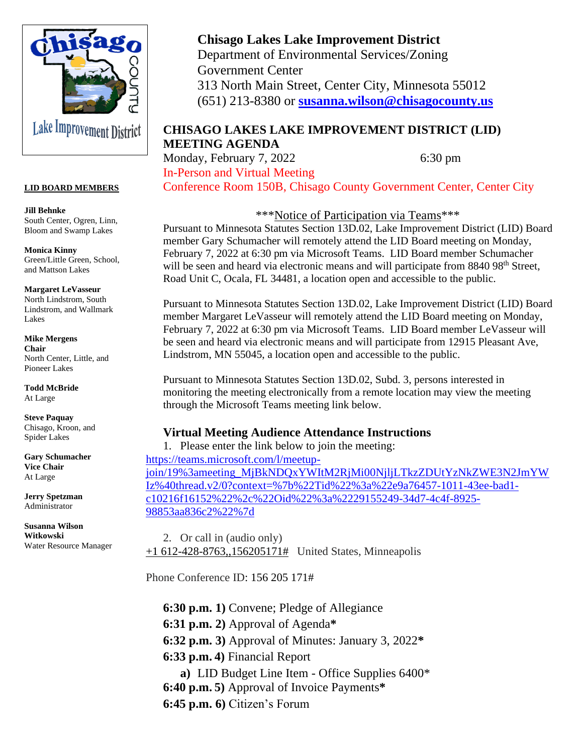# Chisago Lakes Lake Improvement District

Department of Environmental Services/Zoning
Government Center
313 North Main Street, Center City, Minnesota 55012
(651) 213-8380 or **susanna.wilson@chisagocounty.us**

## CHISAGO LAKES LAKE IMPROVEMENT DISTRICT (LID) MEETING AGENDA

Monday, February 7, 2022 6:30 pm

In-Person and Virtual Meeting

Conference Room 150B, Chisago County Government Center, Center City

**LID BOARD MEMBERS**

**Jill Behnke**
South Center, Ogren, Linn, Bloom and Swamp Lakes

**Monica Kinny**
Green/Little Green, School, and Mattson Lakes

**Margaret LeVasseur**
North Lindstrom, South Lindstrom, and Wallmark Lakes

**Mike Mergens**
**Chair**
North Center, Little, and Pioneer Lakes

**Todd McBride**
At Large

**Steve Paquay**
Chisago, Kroon, and Spider Lakes

**Gary Schumacher**
**Vice Chair**
At Large

**Jerry Spetzman**
Administrator

**Susanna Wilson Witkowski**
Water Resource Manager

***Notice of Participation via Teams***

Pursuant to Minnesota Statutes Section 13D.02, Lake Improvement District (LID) Board member Gary Schumacher will remotely attend the LID Board meeting on Monday, February 7, 2022 at 6:30 pm via Microsoft Teams. LID Board member Schumacher will be seen and heard via electronic means and will participate from 8840 98th Street, Road Unit C, Ocala, FL 34481, a location open and accessible to the public.

Pursuant to Minnesota Statutes Section 13D.02, Lake Improvement District (LID) Board member Margaret LeVasseur will remotely attend the LID Board meeting on Monday, February 7, 2022 at 6:30 pm via Microsoft Teams. LID Board member LeVasseur will be seen and heard via electronic means and will participate from 12915 Pleasant Ave, Lindstrom, MN 55045, a location open and accessible to the public.

Pursuant to Minnesota Statutes Section 13D.02, Subd. 3, persons interested in monitoring the meeting electronically from a remote location may view the meeting through the Microsoft Teams meeting link below.

### Virtual Meeting Audience Attendance Instructions

1. Please enter the link below to join the meeting:

https://teams.microsoft.com/l/meetup-join/19%3ameeting_MjBkNDQxYWItM2RjMi00NjljLTkzZDUtYzNkZWE3N2JmYWIz%40thread.v2/0?context=%7b%22Tid%22%3a%22e9a76457-1011-43ee-bad1-c10216f16152%22%2c%22Oid%22%3a%2229155249-34d7-4c4f-8925-98853aa836c2%22%7d

2. Or call in (audio only)

+1 612-428-8763,,156205171# United States, Minneapolis

Phone Conference ID: 156 205 171#

**6:30 p.m. 1)** Convene; Pledge of Allegiance
**6:31 p.m. 2)** Approval of Agenda**\***
**6:32 p.m. 3)** Approval of Minutes: January 3, 2022**\***
**6:33 p.m. 4)** Financial Report
  **a)** LID Budget Line Item - Office Supplies 6400*
**6:40 p.m. 5)** Approval of Invoice Payments**\***
**6:45 p.m. 6)** Citizen's Forum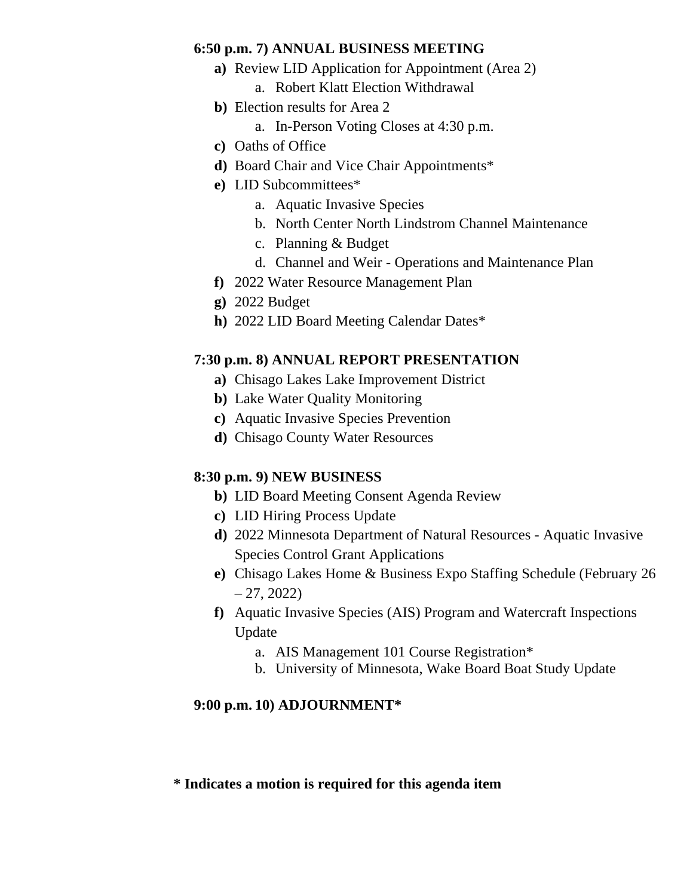**6:50 p.m. 7) ANNUAL BUSINESS MEETING**

- **a)** Review LID Application for Appointment (Area 2)
  - a. Robert Klatt Election Withdrawal
- **b)** Election results for Area 2
  - a. In-Person Voting Closes at 4:30 p.m.
- **c)** Oaths of Office
- **d)** Board Chair and Vice Chair Appointments*
- **e)** LID Subcommittees*
  - a. Aquatic Invasive Species
  - b. North Center North Lindstrom Channel Maintenance
  - c. Planning & Budget
  - d. Channel and Weir - Operations and Maintenance Plan
- **f)** 2022 Water Resource Management Plan
- **g)** 2022 Budget
- **h)** 2022 LID Board Meeting Calendar Dates*

**7:30 p.m. 8) ANNUAL REPORT PRESENTATION**

- **a)** Chisago Lakes Lake Improvement District
- **b)** Lake Water Quality Monitoring
- **c)** Aquatic Invasive Species Prevention
- **d)** Chisago County Water Resources

**8:30 p.m. 9) NEW BUSINESS**

- **b)** LID Board Meeting Consent Agenda Review
- **c)** LID Hiring Process Update
- **d)** 2022 Minnesota Department of Natural Resources - Aquatic Invasive Species Control Grant Applications
- **e)** Chisago Lakes Home & Business Expo Staffing Schedule (February 26 – 27, 2022)
- **f)** Aquatic Invasive Species (AIS) Program and Watercraft Inspections Update
  - a. AIS Management 101 Course Registration*
  - b. University of Minnesota, Wake Board Boat Study Update

**9:00 p.m. 10) ADJOURNMENT***

**\* Indicates a motion is required for this agenda item**